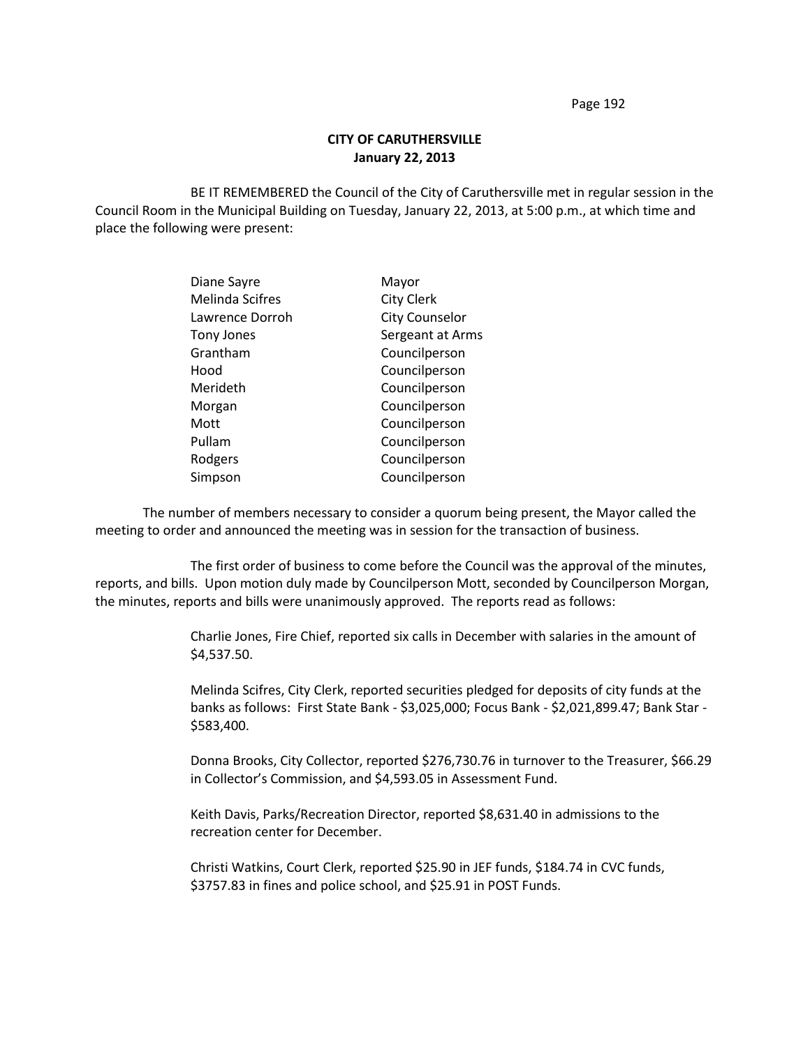**CITY OF CARUTHERSVILLE**
**January 22, 2013**

BE IT REMEMBERED the Council of the City of Caruthersville met in regular session in the Council Room in the Municipal Building on Tuesday, January 22, 2013, at 5:00 p.m., at which time and place the following were present:

| | |
|---|---|
| Diane Sayre | Mayor |
| Melinda Scifres | City Clerk |
| Lawrence Dorroh | City Counselor |
| Tony Jones | Sergeant at Arms |
| Grantham | Councilperson |
| Hood | Councilperson |
| Merideth | Councilperson |
| Morgan | Councilperson |
| Mott | Councilperson |
| Pullam | Councilperson |
| Rodgers | Councilperson |
| Simpson | Councilperson |

The number of members necessary to consider a quorum being present, the Mayor called the meeting to order and announced the meeting was in session for the transaction of business.

The first order of business to come before the Council was the approval of the minutes, reports, and bills. Upon motion duly made by Councilperson Mott, seconded by Councilperson Morgan, the minutes, reports and bills were unanimously approved. The reports read as follows:

Charlie Jones, Fire Chief, reported six calls in December with salaries in the amount of $4,537.50.

Melinda Scifres, City Clerk, reported securities pledged for deposits of city funds at the banks as follows: First State Bank - $3,025,000; Focus Bank - $2,021,899.47; Bank Star - $583,400.

Donna Brooks, City Collector, reported $276,730.76 in turnover to the Treasurer, $66.29 in Collector's Commission, and $4,593.05 in Assessment Fund.

Keith Davis, Parks/Recreation Director, reported $8,631.40 in admissions to the recreation center for December.

Christi Watkins, Court Clerk, reported $25.90 in JEF funds, $184.74 in CVC funds, $3757.83 in fines and police school, and $25.91 in POST Funds.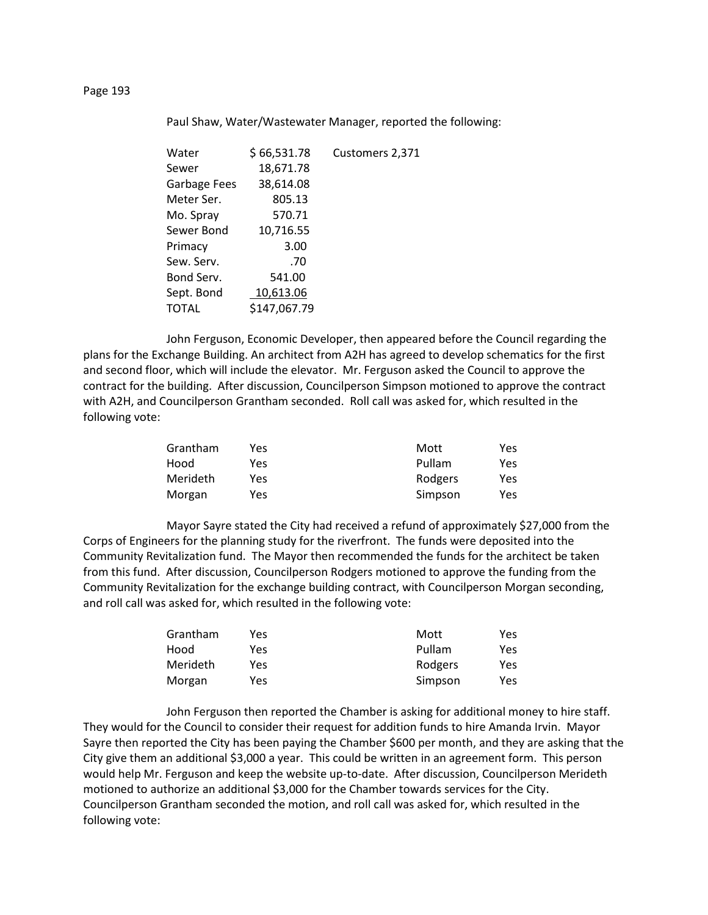Paul Shaw, Water/Wastewater Manager, reported the following:

| | | |
|---|---|---|
| Water | $ 66,531.78 | Customers 2,371 |
| Sewer | 18,671.78 | |
| Garbage Fees | 38,614.08 | |
| Meter Ser. | 805.13 | |
| Mo. Spray | 570.71 | |
| Sewer Bond | 10,716.55 | |
| Primacy | 3.00 | |
| Sew. Serv. | .70 | |
| Bond Serv. | 541.00 | |
| Sept. Bond | 10,613.06 | |
| TOTAL | $147,067.79 | |

John Ferguson, Economic Developer, then appeared before the Council regarding the plans for the Exchange Building. An architect from A2H has agreed to develop schematics for the first and second floor, which will include the elevator. Mr. Ferguson asked the Council to approve the contract for the building. After discussion, Councilperson Simpson motioned to approve the contract with A2H, and Councilperson Grantham seconded. Roll call was asked for, which resulted in the following vote:

| | | | |
|---|---|---|---|
| Grantham | Yes | Mott | Yes |
| Hood | Yes | Pullam | Yes |
| Merideth | Yes | Rodgers | Yes |
| Morgan | Yes | Simpson | Yes |

Mayor Sayre stated the City had received a refund of approximately $27,000 from the Corps of Engineers for the planning study for the riverfront. The funds were deposited into the Community Revitalization fund. The Mayor then recommended the funds for the architect be taken from this fund. After discussion, Councilperson Rodgers motioned to approve the funding from the Community Revitalization for the exchange building contract, with Councilperson Morgan seconding, and roll call was asked for, which resulted in the following vote:

| | | | |
|---|---|---|---|
| Grantham | Yes | Mott | Yes |
| Hood | Yes | Pullam | Yes |
| Merideth | Yes | Rodgers | Yes |
| Morgan | Yes | Simpson | Yes |

John Ferguson then reported the Chamber is asking for additional money to hire staff. They would for the Council to consider their request for addition funds to hire Amanda Irvin. Mayor Sayre then reported the City has been paying the Chamber $600 per month, and they are asking that the City give them an additional $3,000 a year. This could be written in an agreement form. This person would help Mr. Ferguson and keep the website up-to-date. After discussion, Councilperson Merideth motioned to authorize an additional $3,000 for the Chamber towards services for the City. Councilperson Grantham seconded the motion, and roll call was asked for, which resulted in the following vote: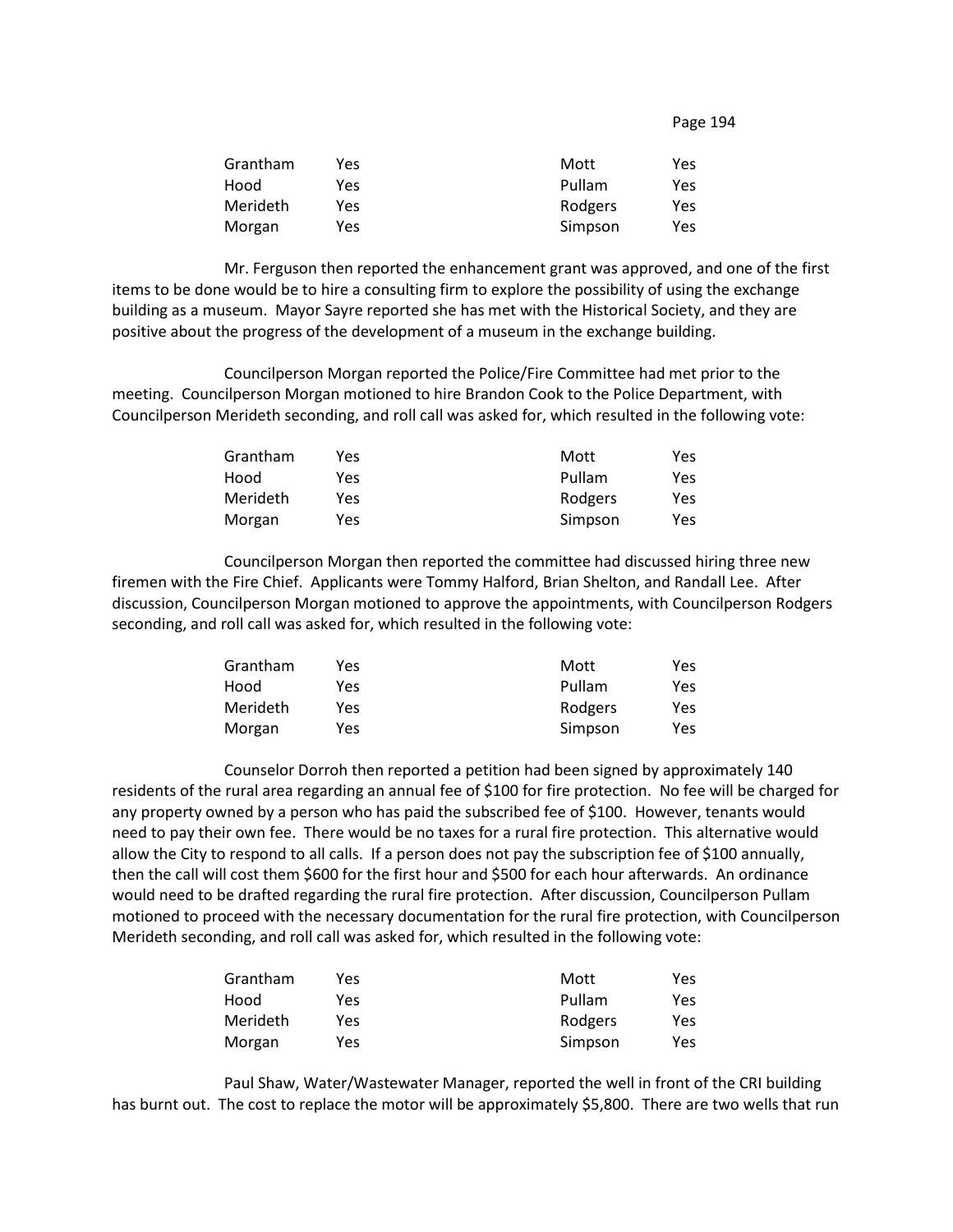| | | | |
|---|---|---|---|
| Grantham | Yes | Mott | Yes |
| Hood | Yes | Pullam | Yes |
| Merideth | Yes | Rodgers | Yes |
| Morgan | Yes | Simpson | Yes |

Mr. Ferguson then reported the enhancement grant was approved, and one of the first items to be done would be to hire a consulting firm to explore the possibility of using the exchange building as a museum. Mayor Sayre reported she has met with the Historical Society, and they are positive about the progress of the development of a museum in the exchange building.

Councilperson Morgan reported the Police/Fire Committee had met prior to the meeting. Councilperson Morgan motioned to hire Brandon Cook to the Police Department, with Councilperson Merideth seconding, and roll call was asked for, which resulted in the following vote:

| | | | |
|---|---|---|---|
| Grantham | Yes | Mott | Yes |
| Hood | Yes | Pullam | Yes |
| Merideth | Yes | Rodgers | Yes |
| Morgan | Yes | Simpson | Yes |

Councilperson Morgan then reported the committee had discussed hiring three new firemen with the Fire Chief. Applicants were Tommy Halford, Brian Shelton, and Randall Lee. After discussion, Councilperson Morgan motioned to approve the appointments, with Councilperson Rodgers seconding, and roll call was asked for, which resulted in the following vote:

| | | | |
|---|---|---|---|
| Grantham | Yes | Mott | Yes |
| Hood | Yes | Pullam | Yes |
| Merideth | Yes | Rodgers | Yes |
| Morgan | Yes | Simpson | Yes |

Counselor Dorroh then reported a petition had been signed by approximately 140 residents of the rural area regarding an annual fee of $100 for fire protection. No fee will be charged for any property owned by a person who has paid the subscribed fee of $100. However, tenants would need to pay their own fee. There would be no taxes for a rural fire protection. This alternative would allow the City to respond to all calls. If a person does not pay the subscription fee of $100 annually, then the call will cost them $600 for the first hour and $500 for each hour afterwards. An ordinance would need to be drafted regarding the rural fire protection. After discussion, Councilperson Pullam motioned to proceed with the necessary documentation for the rural fire protection, with Councilperson Merideth seconding, and roll call was asked for, which resulted in the following vote:

| | | | |
|---|---|---|---|
| Grantham | Yes | Mott | Yes |
| Hood | Yes | Pullam | Yes |
| Merideth | Yes | Rodgers | Yes |
| Morgan | Yes | Simpson | Yes |

Paul Shaw, Water/Wastewater Manager, reported the well in front of the CRI building has burnt out. The cost to replace the motor will be approximately $5,800. There are two wells that run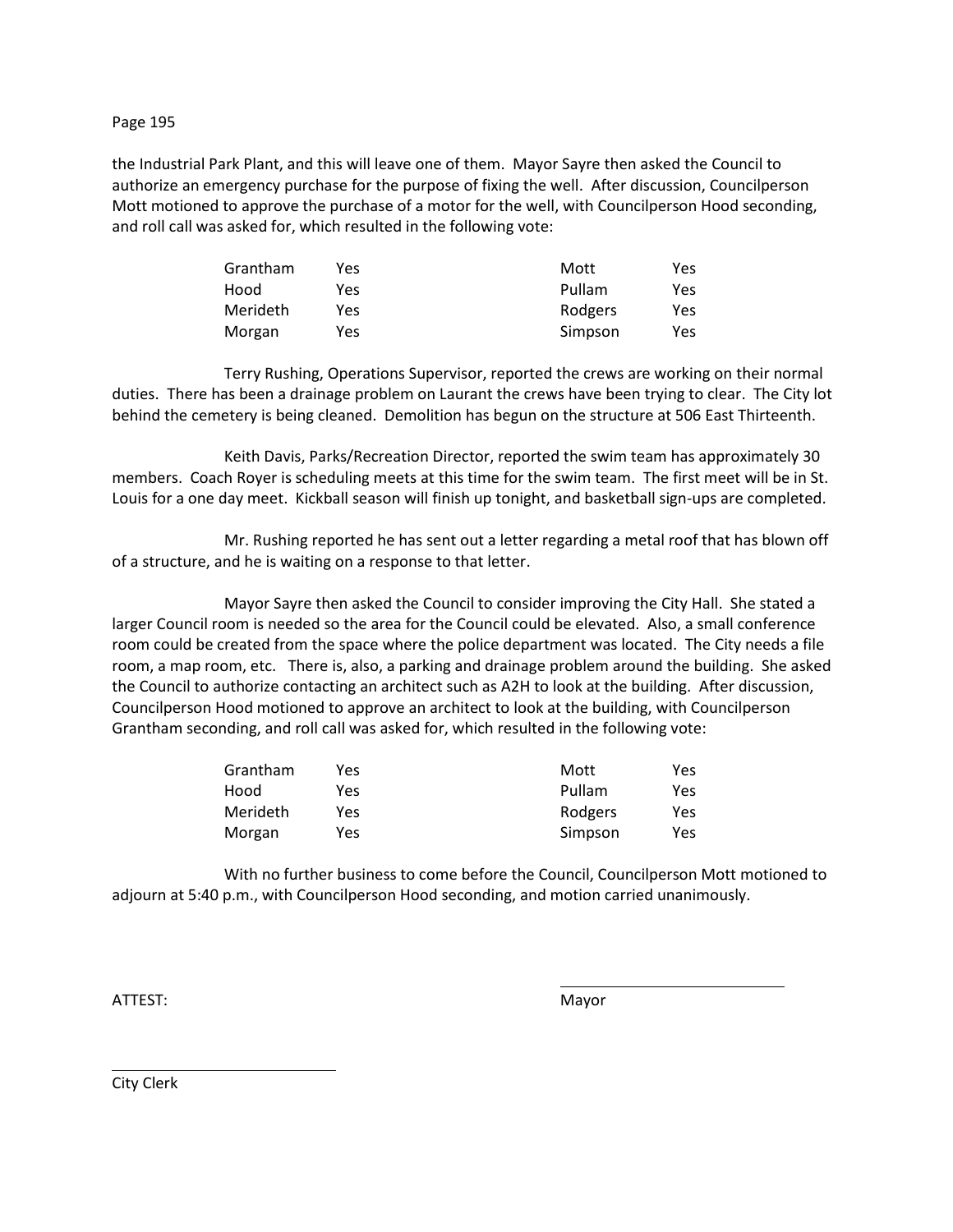the Industrial Park Plant, and this will leave one of them. Mayor Sayre then asked the Council to authorize an emergency purchase for the purpose of fixing the well. After discussion, Councilperson Mott motioned to approve the purchase of a motor for the well, with Councilperson Hood seconding, and roll call was asked for, which resulted in the following vote:

| | | | |
|---|---|---|---|
| Grantham | Yes | Mott | Yes |
| Hood | Yes | Pullam | Yes |
| Merideth | Yes | Rodgers | Yes |
| Morgan | Yes | Simpson | Yes |

Terry Rushing, Operations Supervisor, reported the crews are working on their normal duties. There has been a drainage problem on Laurant the crews have been trying to clear. The City lot behind the cemetery is being cleaned. Demolition has begun on the structure at 506 East Thirteenth.

Keith Davis, Parks/Recreation Director, reported the swim team has approximately 30 members. Coach Royer is scheduling meets at this time for the swim team. The first meet will be in St. Louis for a one day meet. Kickball season will finish up tonight, and basketball sign-ups are completed.

Mr. Rushing reported he has sent out a letter regarding a metal roof that has blown off of a structure, and he is waiting on a response to that letter.

Mayor Sayre then asked the Council to consider improving the City Hall. She stated a larger Council room is needed so the area for the Council could be elevated. Also, a small conference room could be created from the space where the police department was located. The City needs a file room, a map room, etc. There is, also, a parking and drainage problem around the building. She asked the Council to authorize contacting an architect such as A2H to look at the building. After discussion, Councilperson Hood motioned to approve an architect to look at the building, with Councilperson Grantham seconding, and roll call was asked for, which resulted in the following vote:

| | | | |
|---|---|---|---|
| Grantham | Yes | Mott | Yes |
| Hood | Yes | Pullam | Yes |
| Merideth | Yes | Rodgers | Yes |
| Morgan | Yes | Simpson | Yes |

With no further business to come before the Council, Councilperson Mott motioned to adjourn at 5:40 p.m., with Councilperson Hood seconding, and motion carried unanimously.

ATTEST: ____________________________ Mayor

____________________________
City Clerk